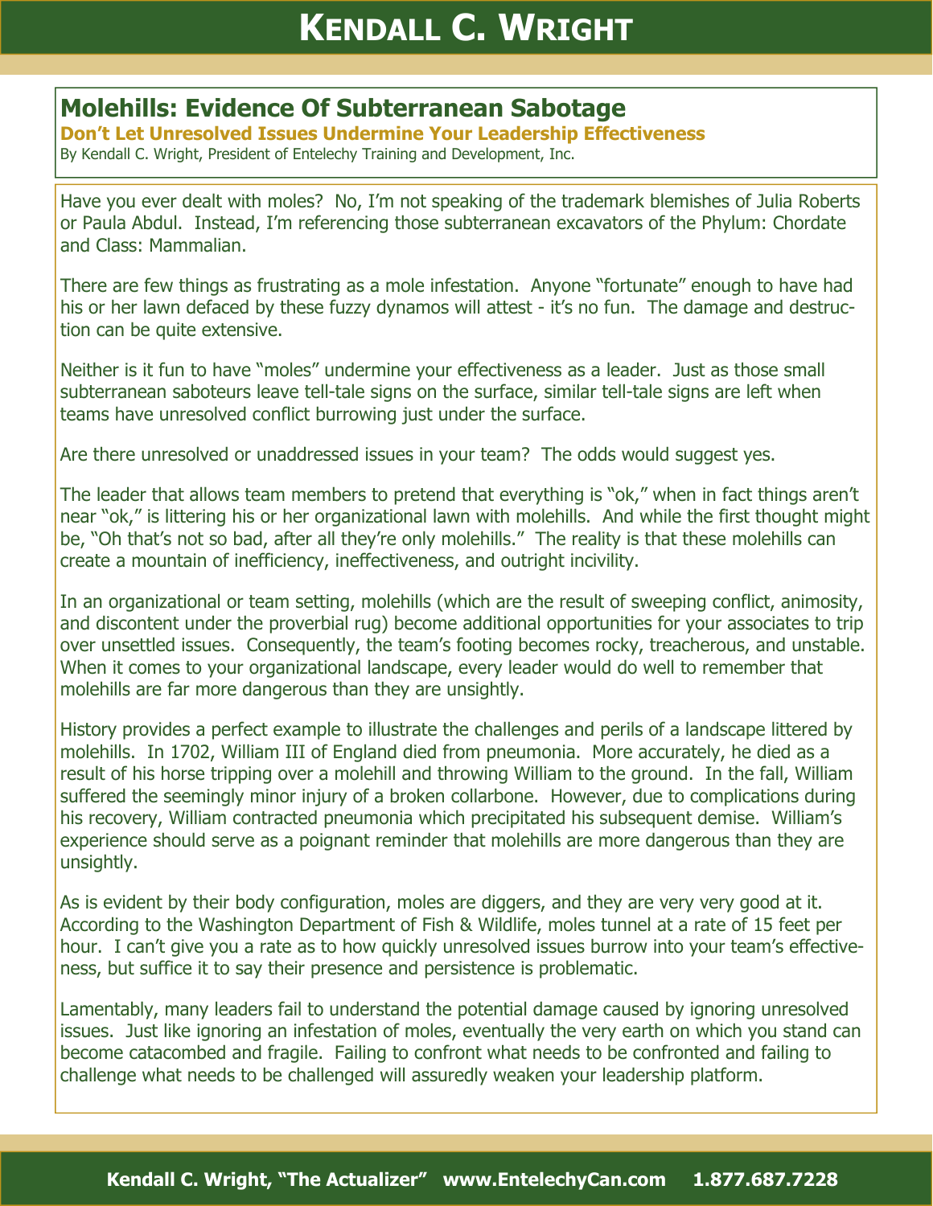# Molehills: Evidence Of Subterranean Sabotage

## Don't Let Unresolved Issues Undermine Your Leadership Effectiveness

By Kendall C. Wright, President of Entelechy Training and Development, Inc.

Have you ever dealt with moles? No, I'm not speaking of the trademark blemishes of Julia Roberts or Paula Abdul. Instead, I'm referencing those subterranean excavators of the Phylum: Chordate and Class: Mammalian.

There are few things as frustrating as a mole infestation. Anyone "fortunate" enough to have had his or her lawn defaced by these fuzzy dynamos will attest - it's no fun. The damage and destruction can be quite extensive.

Neither is it fun to have "moles" undermine your effectiveness as a leader. Just as those small subterranean saboteurs leave tell-tale signs on the surface, similar tell-tale signs are left when teams have unresolved conflict burrowing just under the surface.

Are there unresolved or unaddressed issues in your team? The odds would suggest yes.

The leader that allows team members to pretend that everything is "ok," when in fact things aren't near "ok," is littering his or her organizational lawn with molehills. And while the first thought might be, "Oh that's not so bad, after all they're only molehills." The reality is that these molehills can create a mountain of inefficiency, ineffectiveness, and outright incivility.

In an organizational or team setting, molehills (which are the result of sweeping conflict, animosity, and discontent under the proverbial rug) become additional opportunities for your associates to trip over unsettled issues. Consequently, the team's footing becomes rocky, treacherous, and unstable. When it comes to your organizational landscape, every leader would do well to remember that molehills are far more dangerous than they are unsightly.

History provides a perfect example to illustrate the challenges and perils of a landscape littered by molehills. In 1702, William III of England died from pneumonia. More accurately, he died as a result of his horse tripping over a molehill and throwing William to the ground. In the fall, William suffered the seemingly minor injury of a broken collarbone. However, due to complications during his recovery, William contracted pneumonia which precipitated his subsequent demise. William's experience should serve as a poignant reminder that molehills are more dangerous than they are unsightly.

As is evident by their body configuration, moles are diggers, and they are very very good at it. According to the Washington Department of Fish & Wildlife, moles tunnel at a rate of 15 feet per hour. I can't give you a rate as to how quickly unresolved issues burrow into your team's effectiveness, but suffice it to say their presence and persistence is problematic.

Lamentably, many leaders fail to understand the potential damage caused by ignoring unresolved issues. Just like ignoring an infestation of moles, eventually the very earth on which you stand can become catacombed and fragile. Failing to confront what needs to be confronted and failing to challenge what needs to be challenged will assuredly weaken your leadership platform.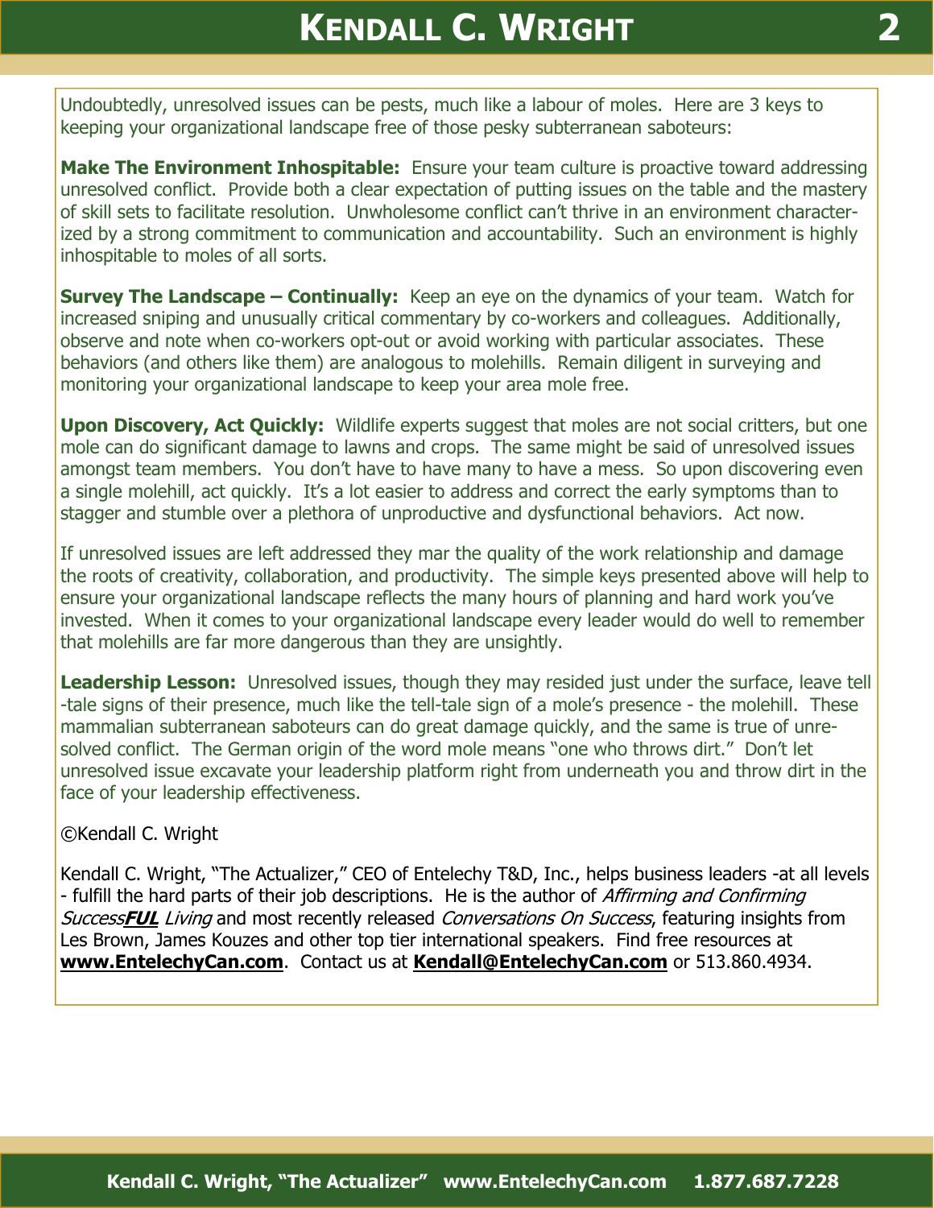Undoubtedly, unresolved issues can be pests, much like a labour of moles. Here are 3 keys to keeping your organizational landscape free of those pesky subterranean saboteurs:

**Make The Environment Inhospitable:** Ensure your team culture is proactive toward addressing unresolved conflict. Provide both a clear expectation of putting issues on the table and the mastery of skill sets to facilitate resolution. Unwholesome conflict can't thrive in an environment characterized by a strong commitment to communication and accountability. Such an environment is highly inhospitable to moles of all sorts.

**Survey The Landscape – Continually:** Keep an eye on the dynamics of your team. Watch for increased sniping and unusually critical commentary by co-workers and colleagues. Additionally, observe and note when co-workers opt-out or avoid working with particular associates. These behaviors (and others like them) are analogous to molehills. Remain diligent in surveying and monitoring your organizational landscape to keep your area mole free.

**Upon Discovery, Act Quickly:** Wildlife experts suggest that moles are not social critters, but one mole can do significant damage to lawns and crops. The same might be said of unresolved issues amongst team members. You don't have to have many to have a mess. So upon discovering even a single molehill, act quickly. It's a lot easier to address and correct the early symptoms than to stagger and stumble over a plethora of unproductive and dysfunctional behaviors. Act now.

If unresolved issues are left addressed they mar the quality of the work relationship and damage the roots of creativity, collaboration, and productivity. The simple keys presented above will help to ensure your organizational landscape reflects the many hours of planning and hard work you've invested. When it comes to your organizational landscape every leader would do well to remember that molehills are far more dangerous than they are unsightly.

**Leadership Lesson:** Unresolved issues, though they may resided just under the surface, leave tell-tale signs of their presence, much like the tell-tale sign of a mole's presence - the molehill. These mammalian subterranean saboteurs can do great damage quickly, and the same is true of unresolved conflict. The German origin of the word mole means "one who throws dirt." Don't let unresolved issue excavate your leadership platform right from underneath you and throw dirt in the face of your leadership effectiveness.

©Kendall C. Wright

Kendall C. Wright, "The Actualizer," CEO of Entelechy T&D, Inc., helps business leaders -at all levels - fulfill the hard parts of their job descriptions. He is the author of *Affirming and Confirming Success**FUL** Living* and most recently released *Conversations On Success*, featuring insights from Les Brown, James Kouzes and other top tier international speakers. Find free resources at **www.EntelechyCan.com**. Contact us at **Kendall@EntelechyCan.com** or 513.860.4934.